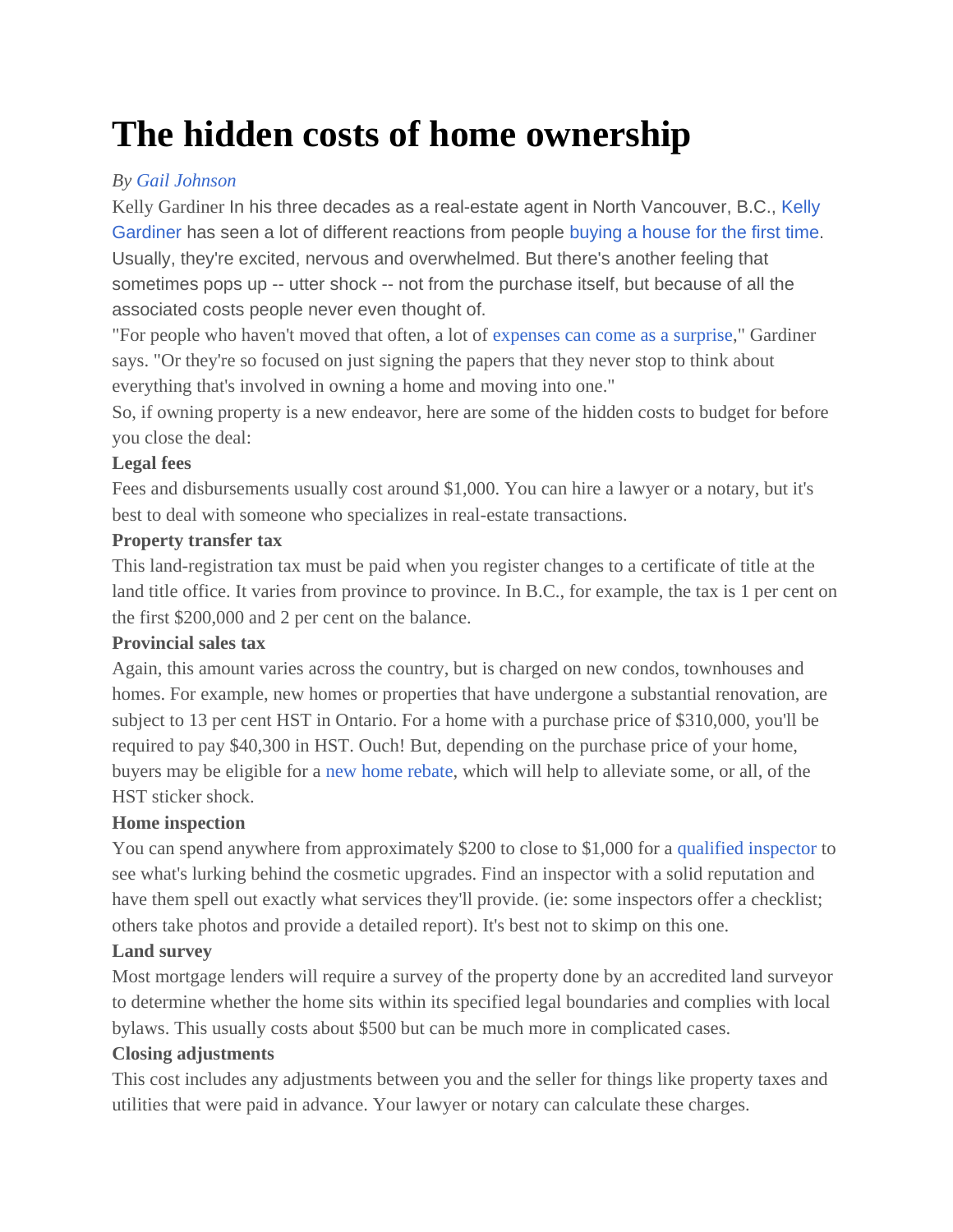# The hidden costs of home ownership

*By Gail Johnson*

Kelly Gardiner In his three decades as a real-estate agent in North Vancouver, B.C., Kelly Gardiner has seen a lot of different reactions from people buying a house for the first time. Usually, they're excited, nervous and overwhelmed. But there's another feeling that sometimes pops up -- utter shock -- not from the purchase itself, but because of all the associated costs people never even thought of.

"For people who haven't moved that often, a lot of expenses can come as a surprise," Gardiner says. "Or they're so focused on just signing the papers that they never stop to think about everything that's involved in owning a home and moving into one."

So, if owning property is a new endeavor, here are some of the hidden costs to budget for before you close the deal:

**Legal fees**

Fees and disbursements usually cost around $1,000. You can hire a lawyer or a notary, but it's best to deal with someone who specializes in real-estate transactions.

**Property transfer tax**

This land-registration tax must be paid when you register changes to a certificate of title at the land title office. It varies from province to province. In B.C., for example, the tax is 1 per cent on the first $200,000 and 2 per cent on the balance.

**Provincial sales tax**

Again, this amount varies across the country, but is charged on new condos, townhouses and homes. For example, new homes or properties that have undergone a substantial renovation, are subject to 13 per cent HST in Ontario. For a home with a purchase price of $310,000, you'll be required to pay $40,300 in HST. Ouch! But, depending on the purchase price of your home, buyers may be eligible for a new home rebate, which will help to alleviate some, or all, of the HST sticker shock.

**Home inspection**

You can spend anywhere from approximately $200 to close to $1,000 for a qualified inspector to see what's lurking behind the cosmetic upgrades. Find an inspector with a solid reputation and have them spell out exactly what services they'll provide. (ie: some inspectors offer a checklist; others take photos and provide a detailed report). It's best not to skimp on this one.

**Land survey**

Most mortgage lenders will require a survey of the property done by an accredited land surveyor to determine whether the home sits within its specified legal boundaries and complies with local bylaws. This usually costs about $500 but can be much more in complicated cases.

**Closing adjustments**

This cost includes any adjustments between you and the seller for things like property taxes and utilities that were paid in advance. Your lawyer or notary can calculate these charges.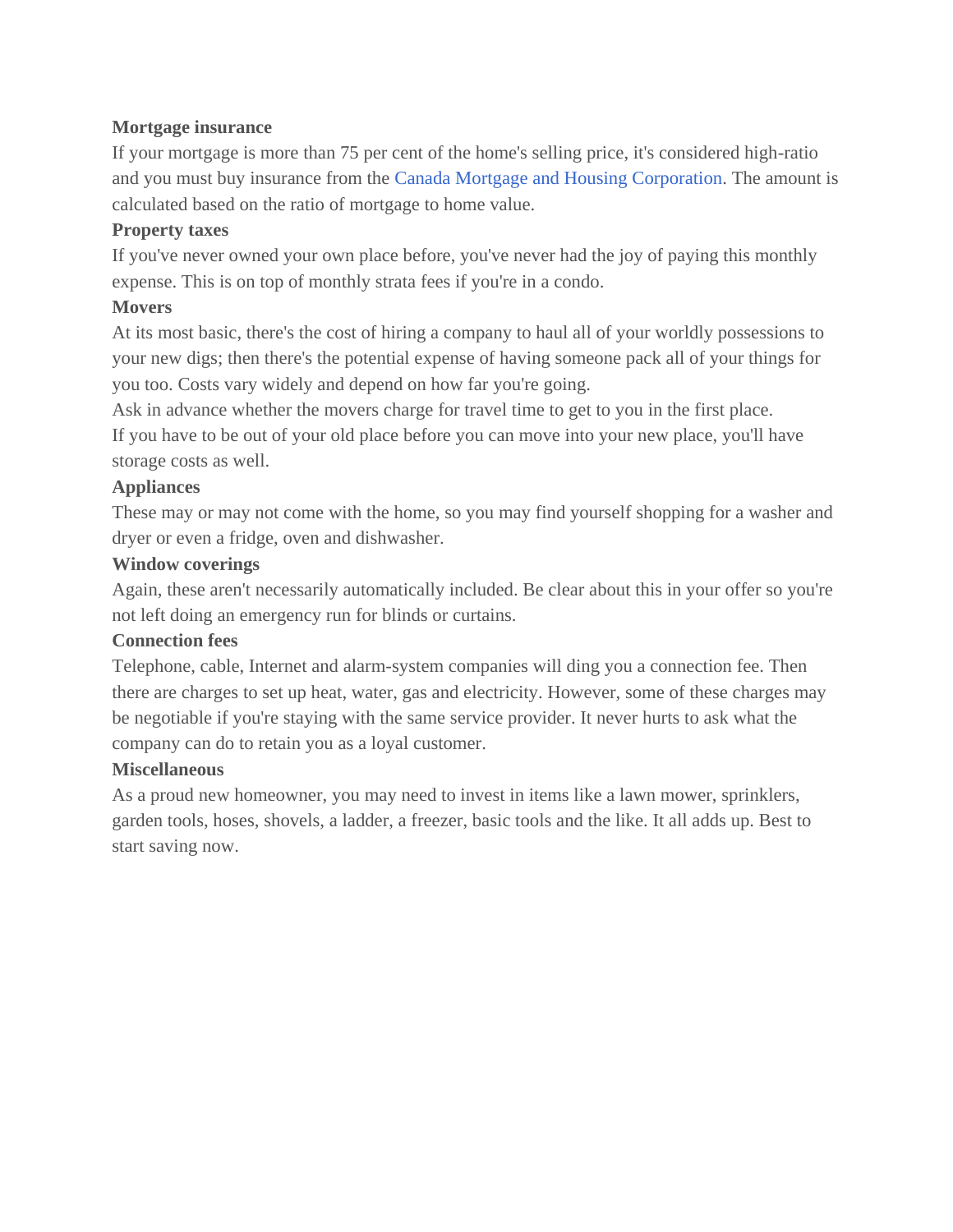**Mortgage insurance**

If your mortgage is more than 75 per cent of the home's selling price, it's considered high-ratio and you must buy insurance from the Canada Mortgage and Housing Corporation. The amount is calculated based on the ratio of mortgage to home value.

**Property taxes**

If you've never owned your own place before, you've never had the joy of paying this monthly expense. This is on top of monthly strata fees if you're in a condo.

**Movers**

At its most basic, there's the cost of hiring a company to haul all of your worldly possessions to your new digs; then there's the potential expense of having someone pack all of your things for you too. Costs vary widely and depend on how far you're going.

Ask in advance whether the movers charge for travel time to get to you in the first place.

If you have to be out of your old place before you can move into your new place, you'll have storage costs as well.

**Appliances**

These may or may not come with the home, so you may find yourself shopping for a washer and dryer or even a fridge, oven and dishwasher.

**Window coverings**

Again, these aren't necessarily automatically included. Be clear about this in your offer so you're not left doing an emergency run for blinds or curtains.

**Connection fees**

Telephone, cable, Internet and alarm-system companies will ding you a connection fee. Then there are charges to set up heat, water, gas and electricity. However, some of these charges may be negotiable if you're staying with the same service provider. It never hurts to ask what the company can do to retain you as a loyal customer.

**Miscellaneous**

As a proud new homeowner, you may need to invest in items like a lawn mower, sprinklers, garden tools, hoses, shovels, a ladder, a freezer, basic tools and the like. It all adds up. Best to start saving now.